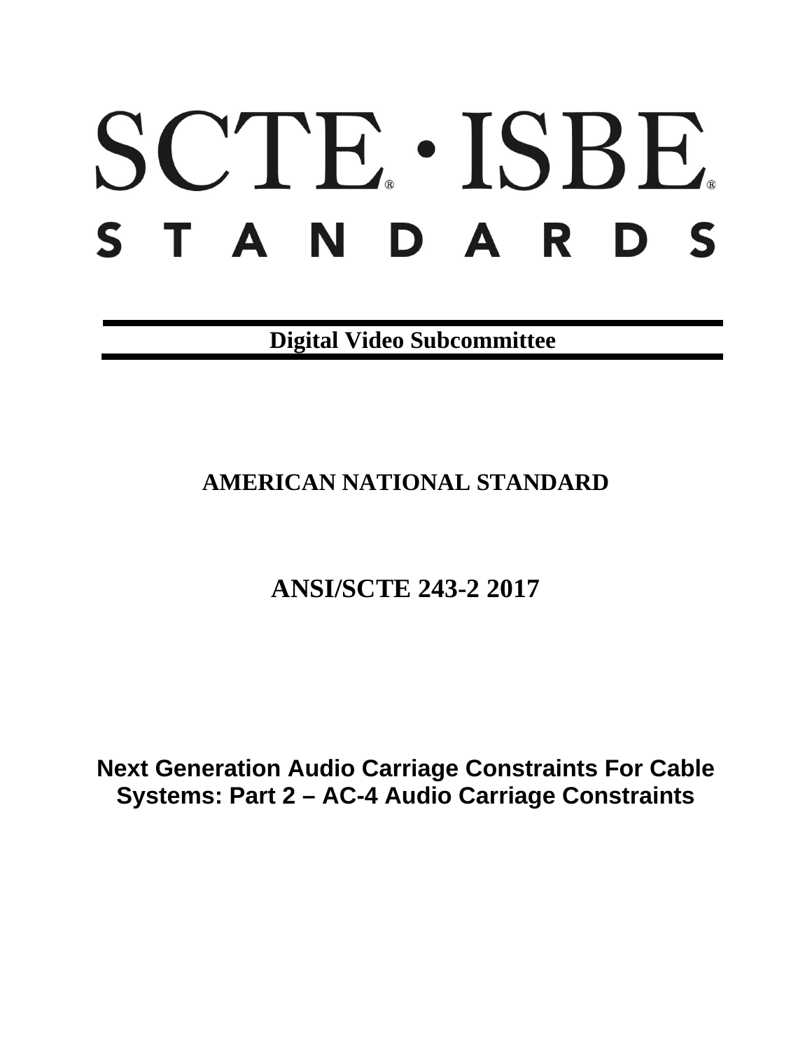# SCTE · ISBE STANDARDS

**Digital Video Subcommittee**

## AMERICAN NATIONAL STANDARD

## ANSI/SCTE 243-2 2017

# Next Generation Audio Carriage Constraints For Cable Systems: Part 2 – AC-4 Audio Carriage Constraints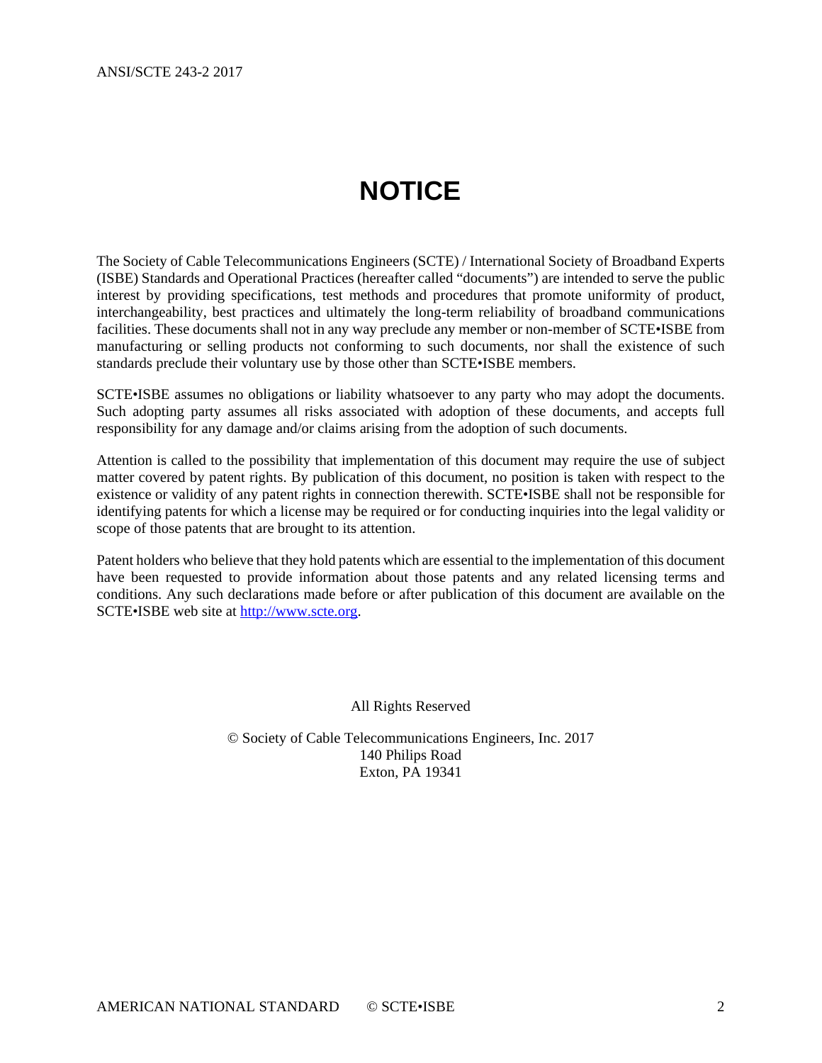# NOTICE

The Society of Cable Telecommunications Engineers (SCTE) / International Society of Broadband Experts (ISBE) Standards and Operational Practices (hereafter called "documents") are intended to serve the public interest by providing specifications, test methods and procedures that promote uniformity of product, interchangeability, best practices and ultimately the long-term reliability of broadband communications facilities. These documents shall not in any way preclude any member or non-member of SCTE•ISBE from manufacturing or selling products not conforming to such documents, nor shall the existence of such standards preclude their voluntary use by those other than SCTE•ISBE members.

SCTE•ISBE assumes no obligations or liability whatsoever to any party who may adopt the documents. Such adopting party assumes all risks associated with adoption of these documents, and accepts full responsibility for any damage and/or claims arising from the adoption of such documents.

Attention is called to the possibility that implementation of this document may require the use of subject matter covered by patent rights. By publication of this document, no position is taken with respect to the existence or validity of any patent rights in connection therewith. SCTE•ISBE shall not be responsible for identifying patents for which a license may be required or for conducting inquiries into the legal validity or scope of those patents that are brought to its attention.

Patent holders who believe that they hold patents which are essential to the implementation of this document have been requested to provide information about those patents and any related licensing terms and conditions. Any such declarations made before or after publication of this document are available on the SCTE•ISBE web site at [http://www.scte.org](http://www.scte.org).

All Rights Reserved

© Society of Cable Telecommunications Engineers, Inc. 2017
140 Philips Road
Exton, PA 19341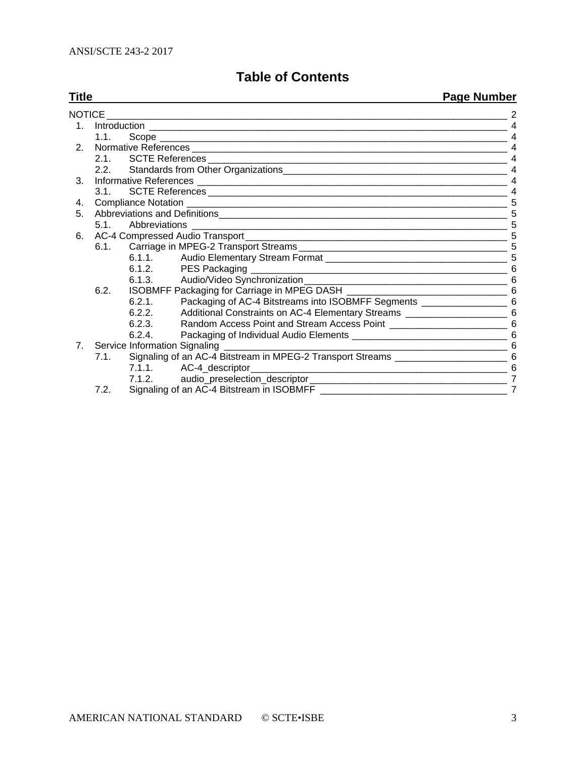# Table of Contents

| Title | Page Number |
|---|---|
| NOTICE | 2 |
| 1. Introduction | 4 |
| 1.1. Scope | 4 |
| 2. Normative References | 4 |
| 2.1. SCTE References | 4 |
| 2.2. Standards from Other Organizations | 4 |
| 3. Informative References | 4 |
| 3.1. SCTE References | 4 |
| 4. Compliance Notation | 5 |
| 5. Abbreviations and Definitions | 5 |
| 5.1. Abbreviations | 5 |
| 6. AC-4 Compressed Audio Transport | 5 |
| 6.1. Carriage in MPEG-2 Transport Streams | 5 |
| 6.1.1. Audio Elementary Stream Format | 5 |
| 6.1.2. PES Packaging | 6 |
| 6.1.3. Audio/Video Synchronization | 6 |
| 6.2. ISOBMFF Packaging for Carriage in MPEG DASH | 6 |
| 6.2.1. Packaging of AC-4 Bitstreams into ISOBMFF Segments | 6 |
| 6.2.2. Additional Constraints on AC-4 Elementary Streams | 6 |
| 6.2.3. Random Access Point and Stream Access Point | 6 |
| 6.2.4. Packaging of Individual Audio Elements | 6 |
| 7. Service Information Signaling | 6 |
| 7.1. Signaling of an AC-4 Bitstream in MPEG-2 Transport Streams | 6 |
| 7.1.1. AC-4_descriptor | 6 |
| 7.1.2. audio_preselection_descriptor | 7 |
| 7.2. Signaling of an AC-4 Bitstream in ISOBMFF | 7 |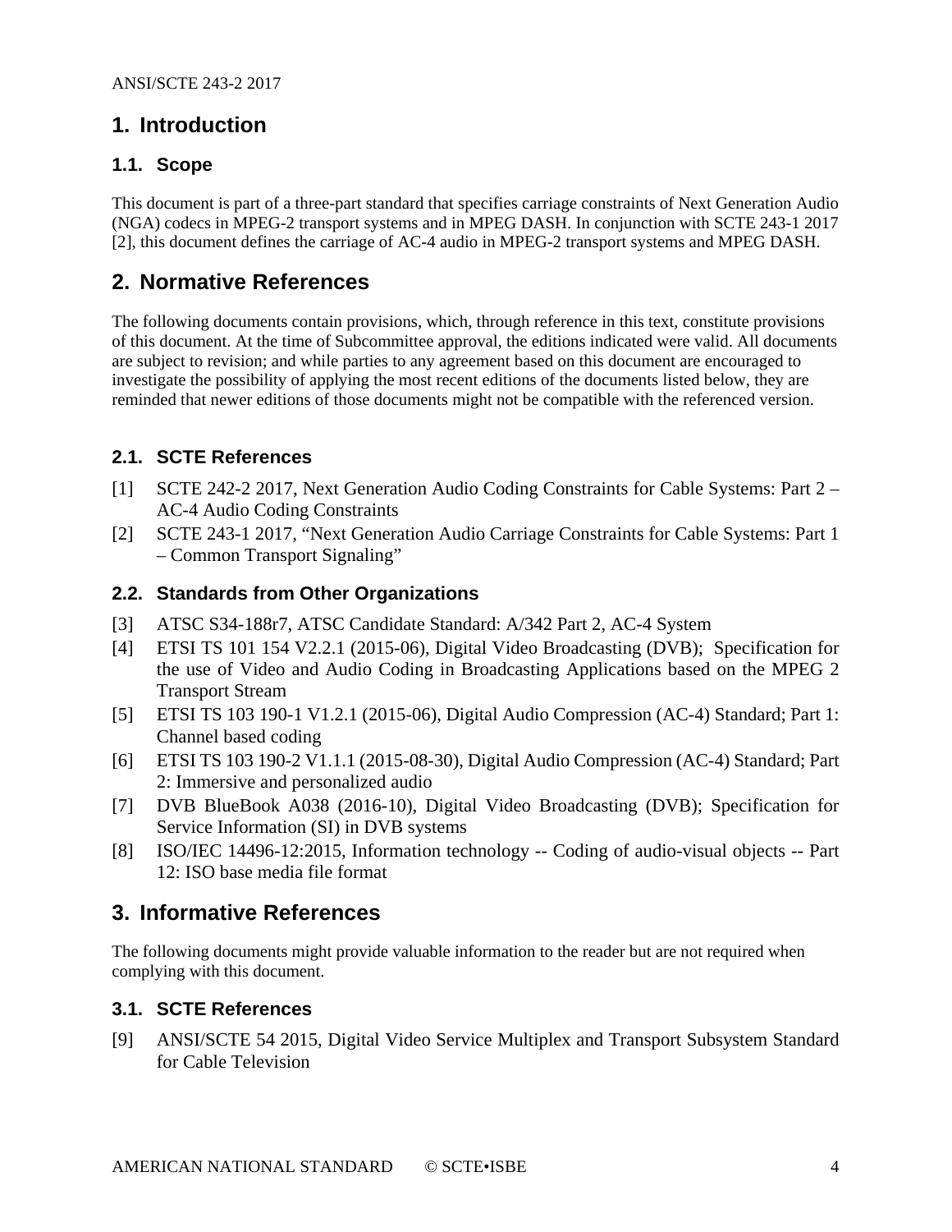# 1. Introduction

## 1.1. Scope

This document is part of a three-part standard that specifies carriage constraints of Next Generation Audio (NGA) codecs in MPEG-2 transport systems and in MPEG DASH. In conjunction with SCTE 243-1 2017 [2], this document defines the carriage of AC-4 audio in MPEG-2 transport systems and MPEG DASH.

# 2. Normative References

The following documents contain provisions, which, through reference in this text, constitute provisions of this document. At the time of Subcommittee approval, the editions indicated were valid. All documents are subject to revision; and while parties to any agreement based on this document are encouraged to investigate the possibility of applying the most recent editions of the documents listed below, they are reminded that newer editions of those documents might not be compatible with the referenced version.

## 2.1. SCTE References

[1] SCTE 242-2 2017, Next Generation Audio Coding Constraints for Cable Systems: Part 2 – AC-4 Audio Coding Constraints

[2] SCTE 243-1 2017, "Next Generation Audio Carriage Constraints for Cable Systems: Part 1 – Common Transport Signaling"

## 2.2. Standards from Other Organizations

[3] ATSC S34-188r7, ATSC Candidate Standard: A/342 Part 2, AC-4 System

[4] ETSI TS 101 154 V2.2.1 (2015-06), Digital Video Broadcasting (DVB); Specification for the use of Video and Audio Coding in Broadcasting Applications based on the MPEG 2 Transport Stream

[5] ETSI TS 103 190-1 V1.2.1 (2015-06), Digital Audio Compression (AC-4) Standard; Part 1: Channel based coding

[6] ETSI TS 103 190-2 V1.1.1 (2015-08-30), Digital Audio Compression (AC-4) Standard; Part 2: Immersive and personalized audio

[7] DVB BlueBook A038 (2016-10), Digital Video Broadcasting (DVB); Specification for Service Information (SI) in DVB systems

[8] ISO/IEC 14496-12:2015, Information technology -- Coding of audio-visual objects -- Part 12: ISO base media file format

# 3. Informative References

The following documents might provide valuable information to the reader but are not required when complying with this document.

## 3.1. SCTE References

[9] ANSI/SCTE 54 2015, Digital Video Service Multiplex and Transport Subsystem Standard for Cable Television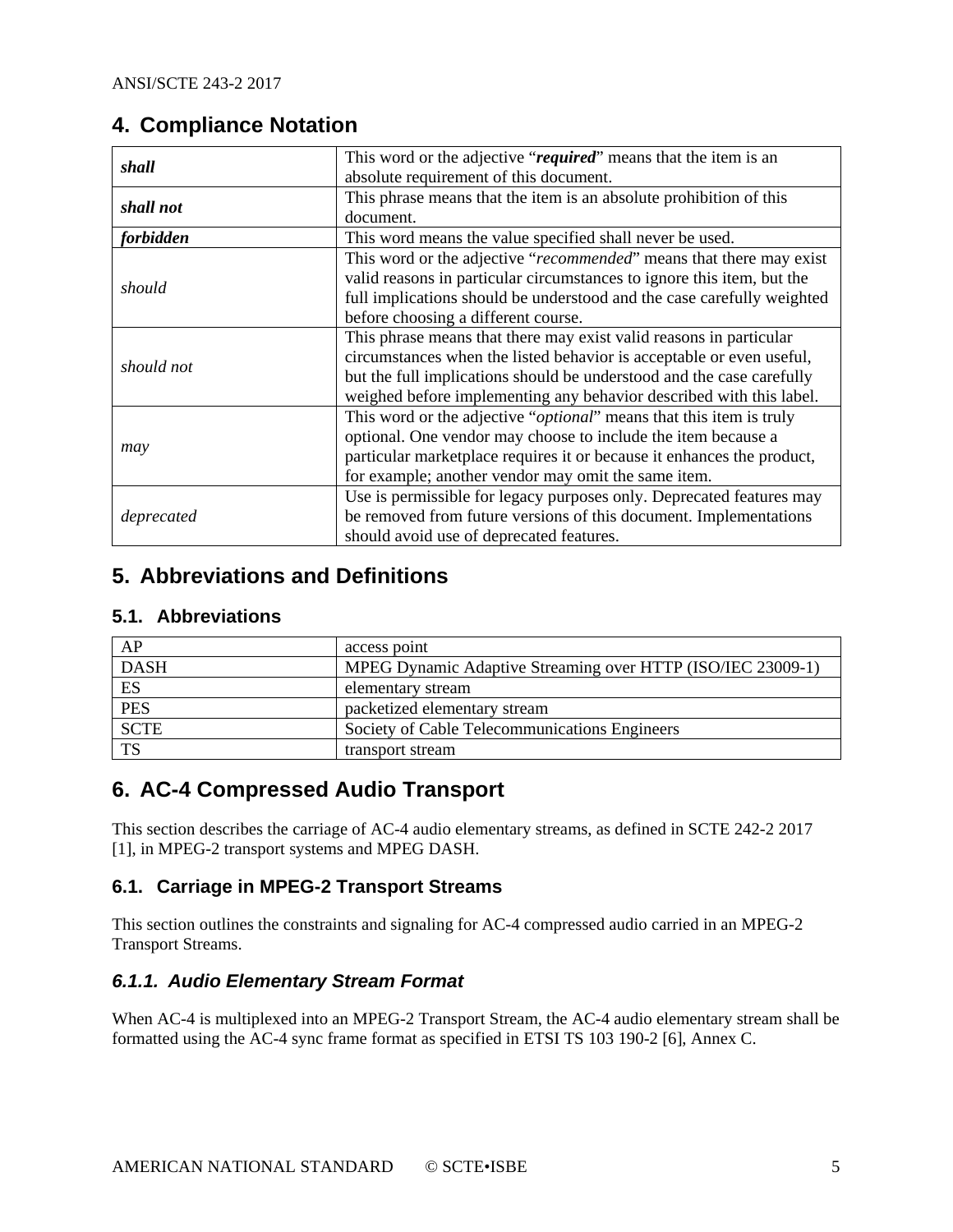## 4. Compliance Notation

| | |
|---|---|
| ***shall*** | This word or the adjective "***required***" means that the item is an absolute requirement of this document. |
| ***shall not*** | This phrase means that the item is an absolute prohibition of this document. |
| ***forbidden*** | This word means the value specified shall never be used. |
| *should* | This word or the adjective "*recommended*" means that there may exist valid reasons in particular circumstances to ignore this item, but the full implications should be understood and the case carefully weighted before choosing a different course. |
| *should not* | This phrase means that there may exist valid reasons in particular circumstances when the listed behavior is acceptable or even useful, but the full implications should be understood and the case carefully weighed before implementing any behavior described with this label. |
| *may* | This word or the adjective "*optional*" means that this item is truly optional. One vendor may choose to include the item because a particular marketplace requires it or because it enhances the product, for example; another vendor may omit the same item. |
| *deprecated* | Use is permissible for legacy purposes only. Deprecated features may be removed from future versions of this document. Implementations should avoid use of deprecated features. |

## 5. Abbreviations and Definitions

### 5.1. Abbreviations

| | |
|---|---|
| AP | access point |
| DASH | MPEG Dynamic Adaptive Streaming over HTTP (ISO/IEC 23009-1) |
| ES | elementary stream |
| PES | packetized elementary stream |
| SCTE | Society of Cable Telecommunications Engineers |
| TS | transport stream |

## 6. AC-4 Compressed Audio Transport

This section describes the carriage of AC-4 audio elementary streams, as defined in SCTE 242-2 2017 [1], in MPEG-2 transport systems and MPEG DASH.

### 6.1. Carriage in MPEG-2 Transport Streams

This section outlines the constraints and signaling for AC-4 compressed audio carried in an MPEG-2 Transport Streams.

#### *6.1.1. Audio Elementary Stream Format*

When AC-4 is multiplexed into an MPEG-2 Transport Stream, the AC-4 audio elementary stream shall be formatted using the AC-4 sync frame format as specified in ETSI TS 103 190-2 [6], Annex C.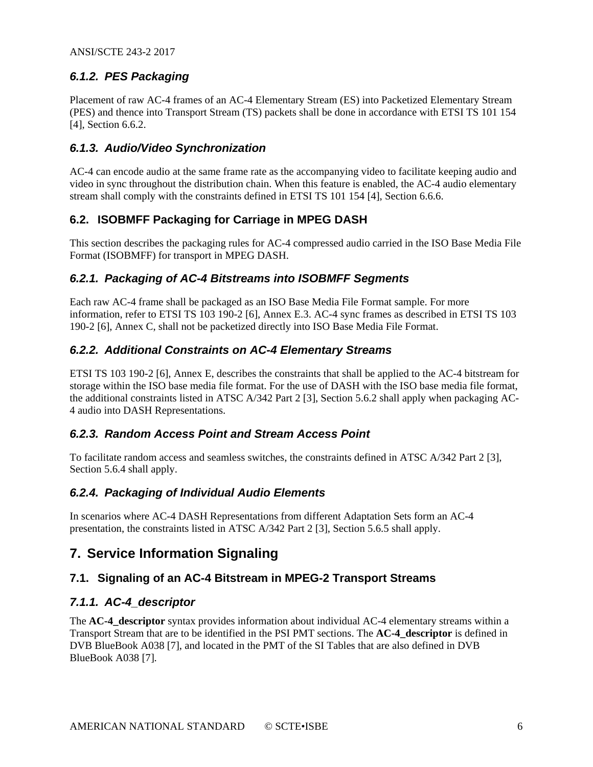### 6.1.2. PES Packaging

Placement of raw AC-4 frames of an AC-4 Elementary Stream (ES) into Packetized Elementary Stream (PES) and thence into Transport Stream (TS) packets shall be done in accordance with ETSI TS 101 154 [4], Section 6.6.2.

### 6.1.3. Audio/Video Synchronization

AC-4 can encode audio at the same frame rate as the accompanying video to facilitate keeping audio and video in sync throughout the distribution chain. When this feature is enabled, the AC-4 audio elementary stream shall comply with the constraints defined in ETSI TS 101 154 [4], Section 6.6.6.

## 6.2. ISOBMFF Packaging for Carriage in MPEG DASH

This section describes the packaging rules for AC-4 compressed audio carried in the ISO Base Media File Format (ISOBMFF) for transport in MPEG DASH.

### 6.2.1. Packaging of AC-4 Bitstreams into ISOBMFF Segments

Each raw AC-4 frame shall be packaged as an ISO Base Media File Format sample. For more information, refer to ETSI TS 103 190-2 [6], Annex E.3. AC-4 sync frames as described in ETSI TS 103 190-2 [6], Annex C, shall not be packetized directly into ISO Base Media File Format.

### 6.2.2. Additional Constraints on AC-4 Elementary Streams

ETSI TS 103 190-2 [6], Annex E, describes the constraints that shall be applied to the AC-4 bitstream for storage within the ISO base media file format. For the use of DASH with the ISO base media file format, the additional constraints listed in ATSC A/342 Part 2 [3], Section 5.6.2 shall apply when packaging AC-4 audio into DASH Representations.

### 6.2.3. Random Access Point and Stream Access Point

To facilitate random access and seamless switches, the constraints defined in ATSC A/342 Part 2 [3], Section 5.6.4 shall apply.

### 6.2.4. Packaging of Individual Audio Elements

In scenarios where AC-4 DASH Representations from different Adaptation Sets form an AC-4 presentation, the constraints listed in ATSC A/342 Part 2 [3], Section 5.6.5 shall apply.

# 7. Service Information Signaling

## 7.1. Signaling of an AC-4 Bitstream in MPEG-2 Transport Streams

### 7.1.1. AC-4_descriptor

The **AC-4_descriptor** syntax provides information about individual AC-4 elementary streams within a Transport Stream that are to be identified in the PSI PMT sections. The **AC-4_descriptor** is defined in DVB BlueBook A038 [7], and located in the PMT of the SI Tables that are also defined in DVB BlueBook A038 [7].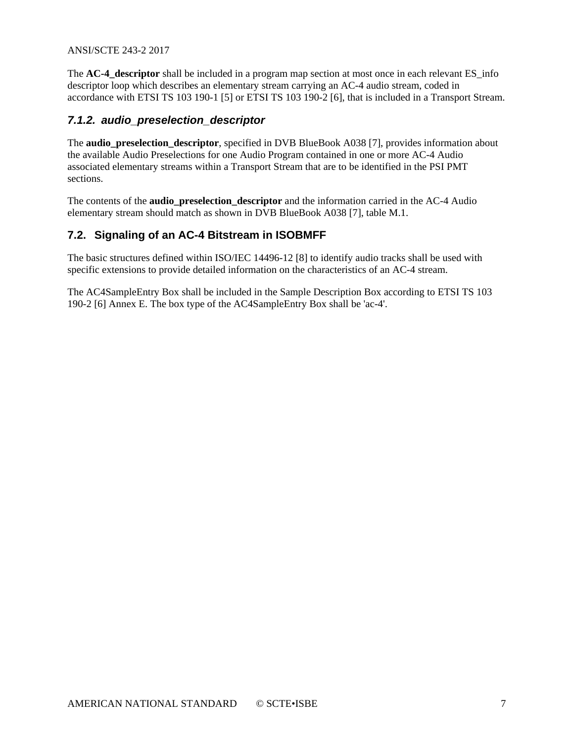The **AC-4_descriptor** shall be included in a program map section at most once in each relevant ES_info descriptor loop which describes an elementary stream carrying an AC-4 audio stream, coded in accordance with ETSI TS 103 190-1 [5] or ETSI TS 103 190-2 [6], that is included in a Transport Stream.

### *7.1.2. audio_preselection_descriptor*

The **audio_preselection_descriptor**, specified in DVB BlueBook A038 [7], provides information about the available Audio Preselections for one Audio Program contained in one or more AC-4 Audio associated elementary streams within a Transport Stream that are to be identified in the PSI PMT sections.

The contents of the **audio_preselection_descriptor** and the information carried in the AC-4 Audio elementary stream should match as shown in DVB BlueBook A038 [7], table M.1.

## 7.2. Signaling of an AC-4 Bitstream in ISOBMFF

The basic structures defined within ISO/IEC 14496-12 [8] to identify audio tracks shall be used with specific extensions to provide detailed information on the characteristics of an AC-4 stream.

The AC4SampleEntry Box shall be included in the Sample Description Box according to ETSI TS 103 190-2 [6] Annex E. The box type of the AC4SampleEntry Box shall be 'ac-4'.